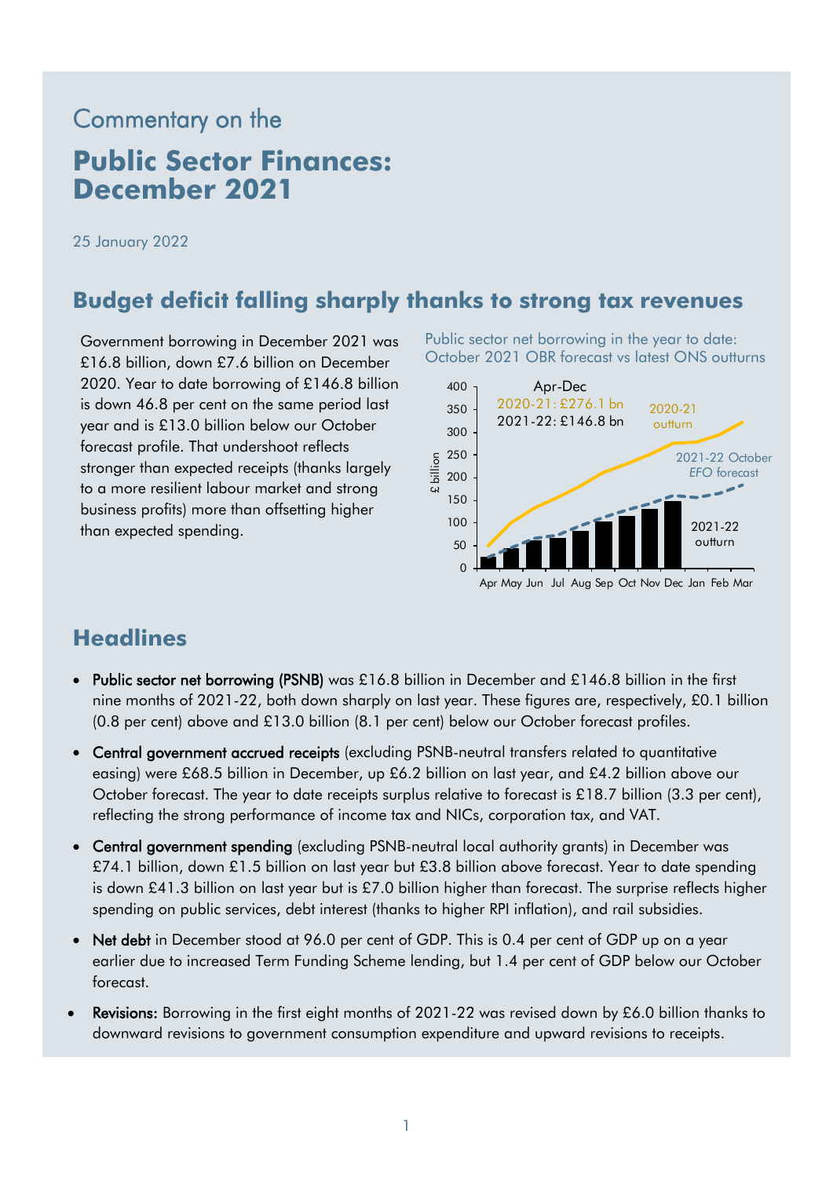# Commentary on the

# Public Sector Finances: December 2021

25 January 2022

## Budget deficit falling sharply thanks to strong tax revenues

Government borrowing in December 2021 was £16.8 billion, down £7.6 billion on December 2020. Year to date borrowing of £146.8 billion is down 46.8 per cent on the same period last year and is £13.0 billion below our October forecast profile. That undershoot reflects stronger than expected receipts (thanks largely to a more resilient labour market and strong business profits) more than offsetting higher than expected spending.

Public sector net borrowing in the year to date: October 2021 OBR forecast vs latest ONS outturns

## Headlines

- Public sector net borrowing (PSNB) was £16.8 billion in December and £146.8 billion in the first nine months of 2021-22, both down sharply on last year. These figures are, respectively, £0.1 billion (0.8 per cent) above and £13.0 billion (8.1 per cent) below our October forecast profiles.
- Central government accrued receipts (excluding PSNB-neutral transfers related to quantitative easing) were £68.5 billion in December, up £6.2 billion on last year, and £4.2 billion above our October forecast. The year to date receipts surplus relative to forecast is £18.7 billion (3.3 per cent), reflecting the strong performance of income tax and NICs, corporation tax, and VAT.
- Central government spending (excluding PSNB-neutral local authority grants) in December was £74.1 billion, down £1.5 billion on last year but £3.8 billion above forecast. Year to date spending is down £41.3 billion on last year but is £7.0 billion higher than forecast. The surprise reflects higher spending on public services, debt interest (thanks to higher RPI inflation), and rail subsidies.
- Net debt in December stood at 96.0 per cent of GDP. This is 0.4 per cent of GDP up on a year earlier due to increased Term Funding Scheme lending, but 1.4 per cent of GDP below our October forecast.
- Revisions: Borrowing in the first eight months of 2021-22 was revised down by £6.0 billion thanks to downward revisions to government consumption expenditure and upward revisions to receipts.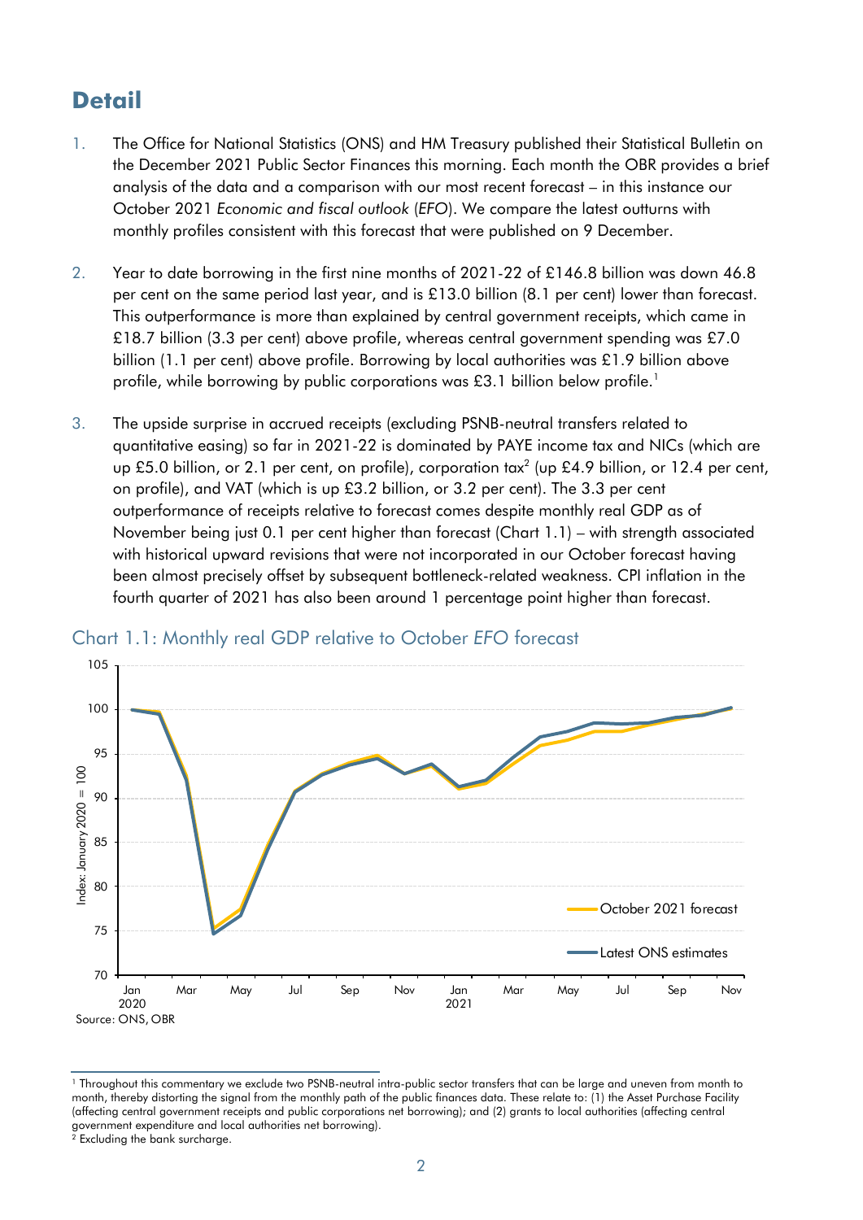## Detail

1. The Office for National Statistics (ONS) and HM Treasury published their Statistical Bulletin on the December 2021 Public Sector Finances this morning. Each month the OBR provides a brief analysis of the data and a comparison with our most recent forecast – in this instance our October 2021 *Economic and fiscal outlook* (*EFO*). We compare the latest outturns with monthly profiles consistent with this forecast that were published on 9 December.

2. Year to date borrowing in the first nine months of 2021-22 of £146.8 billion was down 46.8 per cent on the same period last year, and is £13.0 billion (8.1 per cent) lower than forecast. This outperformance is more than explained by central government receipts, which came in £18.7 billion (3.3 per cent) above profile, whereas central government spending was £7.0 billion (1.1 per cent) above profile. Borrowing by local authorities was £1.9 billion above profile, while borrowing by public corporations was £3.1 billion below profile.[1]

3. The upside surprise in accrued receipts (excluding PSNB-neutral transfers related to quantitative easing) so far in 2021-22 is dominated by PAYE income tax and NICs (which are up £5.0 billion, or 2.1 per cent, on profile), corporation tax[2] (up £4.9 billion, or 12.4 per cent, on profile), and VAT (which is up £3.2 billion, or 3.2 per cent). The 3.3 per cent outperformance of receipts relative to forecast comes despite monthly real GDP as of November being just 0.1 per cent higher than forecast (Chart 1.1) – with strength associated with historical upward revisions that were not incorporated in our October forecast having been almost precisely offset by subsequent bottleneck-related weakness. CPI inflation in the fourth quarter of 2021 has also been around 1 percentage point higher than forecast.

Chart 1.1: Monthly real GDP relative to October *EFO* forecast

Source: ONS, OBR

[1] Throughout this commentary we exclude two PSNB-neutral intra-public sector transfers that can be large and uneven from month to month, thereby distorting the signal from the monthly path of the public finances data. These relate to: (1) the Asset Purchase Facility (affecting central government receipts and public corporations net borrowing); and (2) grants to local authorities (affecting central government expenditure and local authorities net borrowing).

[2] Excluding the bank surcharge.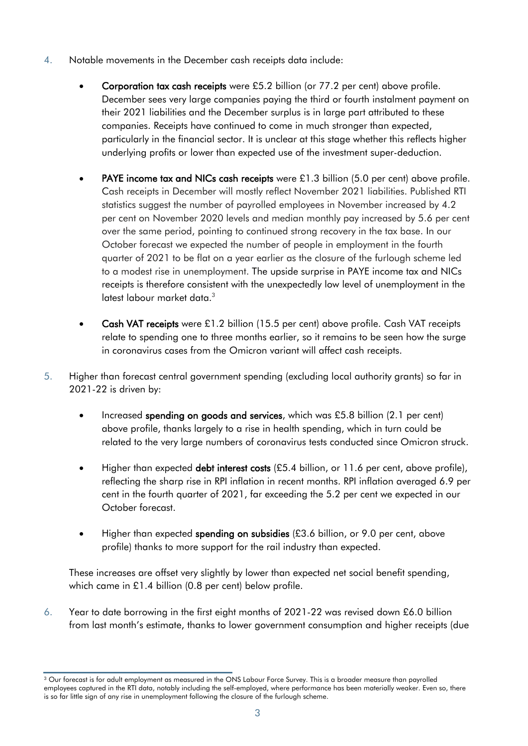4. Notable movements in the December cash receipts data include:

   - **Corporation tax cash receipts** were £5.2 billion (or 77.2 per cent) above profile. December sees very large companies paying the third or fourth instalment payment on their 2021 liabilities and the December surplus is in large part attributed to these companies. Receipts have continued to come in much stronger than expected, particularly in the financial sector. It is unclear at this stage whether this reflects higher underlying profits or lower than expected use of the investment super-deduction.

   - **PAYE income tax and NICs cash receipts** were £1.3 billion (5.0 per cent) above profile. Cash receipts in December will mostly reflect November 2021 liabilities. Published RTI statistics suggest the number of payrolled employees in November increased by 4.2 per cent on November 2020 levels and median monthly pay increased by 5.6 per cent over the same period, pointing to continued strong recovery in the tax base. In our October forecast we expected the number of people in employment in the fourth quarter of 2021 to be flat on a year earlier as the closure of the furlough scheme led to a modest rise in unemployment. The upside surprise in PAYE income tax and NICs receipts is therefore consistent with the unexpectedly low level of unemployment in the latest labour market data.[3]

   - **Cash VAT receipts** were £1.2 billion (15.5 per cent) above profile. Cash VAT receipts relate to spending one to three months earlier, so it remains to be seen how the surge in coronavirus cases from the Omicron variant will affect cash receipts.

5. Higher than forecast central government spending (excluding local authority grants) so far in 2021-22 is driven by:

   - Increased **spending on goods and services**, which was £5.8 billion (2.1 per cent) above profile, thanks largely to a rise in health spending, which in turn could be related to the very large numbers of coronavirus tests conducted since Omicron struck.

   - Higher than expected **debt interest costs** (£5.4 billion, or 11.6 per cent, above profile), reflecting the sharp rise in RPI inflation in recent months. RPI inflation averaged 6.9 per cent in the fourth quarter of 2021, far exceeding the 5.2 per cent we expected in our October forecast.

   - Higher than expected **spending on subsidies** (£3.6 billion, or 9.0 per cent, above profile) thanks to more support for the rail industry than expected.

   These increases are offset very slightly by lower than expected net social benefit spending, which came in £1.4 billion (0.8 per cent) below profile.

6. Year to date borrowing in the first eight months of 2021-22 was revised down £6.0 billion from last month's estimate, thanks to lower government consumption and higher receipts (due

[3] Our forecast is for adult employment as measured in the ONS Labour Force Survey. This is a broader measure than payrolled employees captured in the RTI data, notably including the self-employed, where performance has been materially weaker. Even so, there is so far little sign of any rise in unemployment following the closure of the furlough scheme.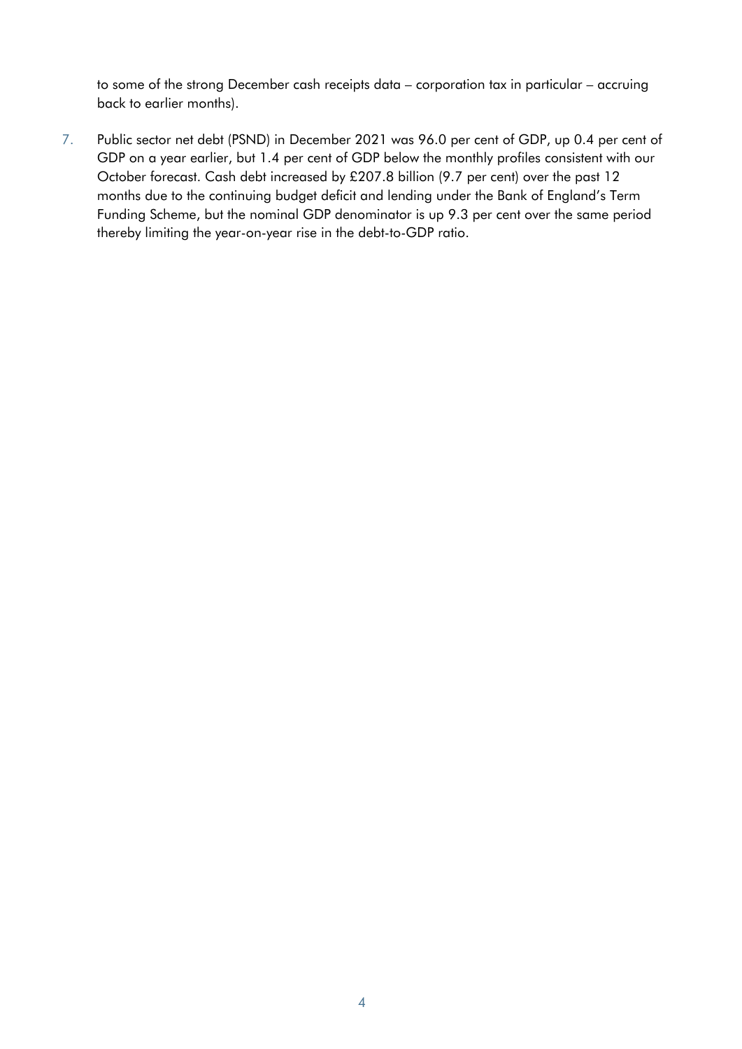to some of the strong December cash receipts data – corporation tax in particular – accruing back to earlier months).

7. Public sector net debt (PSND) in December 2021 was 96.0 per cent of GDP, up 0.4 per cent of GDP on a year earlier, but 1.4 per cent of GDP below the monthly profiles consistent with our October forecast. Cash debt increased by £207.8 billion (9.7 per cent) over the past 12 months due to the continuing budget deficit and lending under the Bank of England's Term Funding Scheme, but the nominal GDP denominator is up 9.3 per cent over the same period thereby limiting the year-on-year rise in the debt-to-GDP ratio.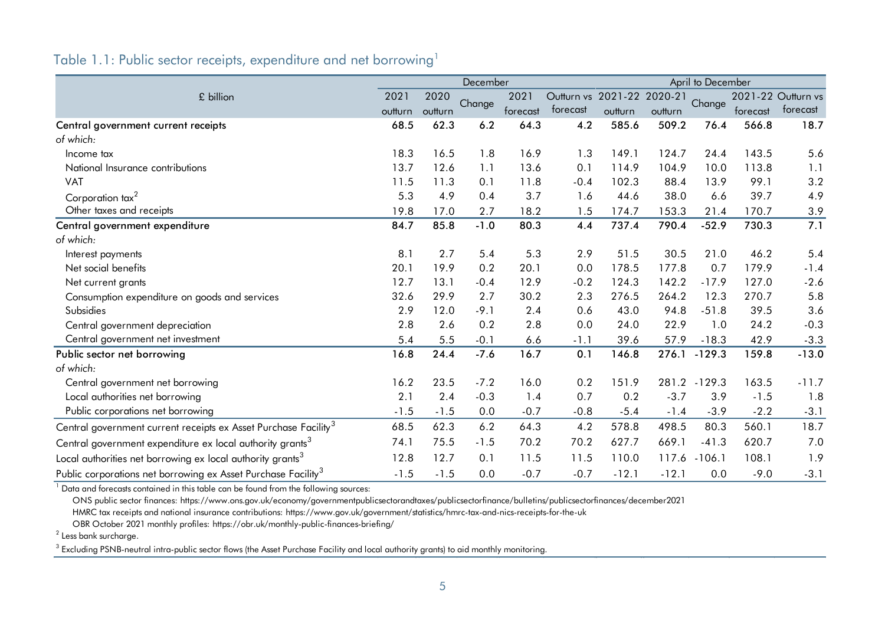## Table 1.1: Public sector receipts, expenditure and net borrowing[1]

| £ billion | December | | | | | April to December | | | | |
|---|---|---|---|---|---|---|---|---|---|---|
| | 2021 outturn | 2020 outturn | Change | 2021 forecast | Outturn vs forecast | 2021-22 outturn | 2020-21 outturn | Change | 2021-22 forecast | Outturn vs forecast |
| **Central government current receipts** | **68.5** | **62.3** | **6.2** | **64.3** | **4.2** | **585.6** | **509.2** | **76.4** | **566.8** | **18.7** |
| *of which:* | | | | | | | | | | |
| Income tax | 18.3 | 16.5 | 1.8 | 16.9 | 1.3 | 149.1 | 124.7 | 24.4 | 143.5 | 5.6 |
| National Insurance contributions | 13.7 | 12.6 | 1.1 | 13.6 | 0.1 | 114.9 | 104.9 | 10.0 | 113.8 | 1.1 |
| VAT | 11.5 | 11.3 | 0.1 | 11.8 | -0.4 | 102.3 | 88.4 | 13.9 | 99.1 | 3.2 |
| Corporation tax[2] | 5.3 | 4.9 | 0.4 | 3.7 | 1.6 | 44.6 | 38.0 | 6.6 | 39.7 | 4.9 |
| Other taxes and receipts | 19.8 | 17.0 | 2.7 | 18.2 | 1.5 | 174.7 | 153.3 | 21.4 | 170.7 | 3.9 |
| **Central government expenditure** | **84.7** | **85.8** | **-1.0** | **80.3** | **4.4** | **737.4** | **790.4** | **-52.9** | **730.3** | **7.1** |
| *of which:* | | | | | | | | | | |
| Interest payments | 8.1 | 2.7 | 5.4 | 5.3 | 2.9 | 51.5 | 30.5 | 21.0 | 46.2 | 5.4 |
| Net social benefits | 20.1 | 19.9 | 0.2 | 20.1 | 0.0 | 178.5 | 177.8 | 0.7 | 179.9 | -1.4 |
| Net current grants | 12.7 | 13.1 | -0.4 | 12.9 | -0.2 | 124.3 | 142.2 | -17.9 | 127.0 | -2.6 |
| Consumption expenditure on goods and services | 32.6 | 29.9 | 2.7 | 30.2 | 2.3 | 276.5 | 264.2 | 12.3 | 270.7 | 5.8 |
| Subsidies | 2.9 | 12.0 | -9.1 | 2.4 | 0.6 | 43.0 | 94.8 | -51.8 | 39.5 | 3.6 |
| Central government depreciation | 2.8 | 2.6 | 0.2 | 2.8 | 0.0 | 24.0 | 22.9 | 1.0 | 24.2 | -0.3 |
| Central government net investment | 5.4 | 5.5 | -0.1 | 6.6 | -1.1 | 39.6 | 57.9 | -18.3 | 42.9 | -3.3 |
| **Public sector net borrowing** | **16.8** | **24.4** | **-7.6** | **16.7** | **0.1** | **146.8** | **276.1** | **-129.3** | **159.8** | **-13.0** |
| *of which:* | | | | | | | | | | |
| Central government net borrowing | 16.2 | 23.5 | -7.2 | 16.0 | 0.2 | 151.9 | 281.2 | -129.3 | 163.5 | -11.7 |
| Local authorities net borrowing | 2.1 | 2.4 | -0.3 | 1.4 | 0.7 | 0.2 | -3.7 | 3.9 | -1.5 | 1.8 |
| Public corporations net borrowing | -1.5 | -1.5 | 0.0 | -0.7 | -0.8 | -5.4 | -1.4 | -3.9 | -2.2 | -3.1 |
| Central government current receipts ex Asset Purchase Facility[3] | 68.5 | 62.3 | 6.2 | 64.3 | 4.2 | 578.8 | 498.5 | 80.3 | 560.1 | 18.7 |
| Central government expenditure ex local authority grants[3] | 74.1 | 75.5 | -1.5 | 70.2 | 70.2 | 627.7 | 669.1 | -41.3 | 620.7 | 7.0 |
| Local authorities net borrowing ex local authority grants[3] | 12.8 | 12.7 | 0.1 | 11.5 | 11.5 | 110.0 | 117.6 | -106.1 | 108.1 | 1.9 |
| Public corporations net borrowing ex Asset Purchase Facility[3] | -1.5 | -1.5 | 0.0 | -0.7 | -0.7 | -12.1 | -12.1 | 0.0 | -9.0 | -3.1 |

[1] Data and forecasts contained in this table can be found from the following sources:

ONS public sector finances: https://www.ons.gov.uk/economy/governmentpublicsectorandtaxes/publicsectorfinance/bulletins/publicsectorfinances/december2021

HMRC tax receipts and national insurance contributions: https://www.gov.uk/government/statistics/hmrc-tax-and-nics-receipts-for-the-uk

OBR October 2021 monthly profiles: https://obr.uk/monthly-public-finances-briefing/

[2] Less bank surcharge.

[3] Excluding PSNB-neutral intra-public sector flows (the Asset Purchase Facility and local authority grants) to aid monthly monitoring.